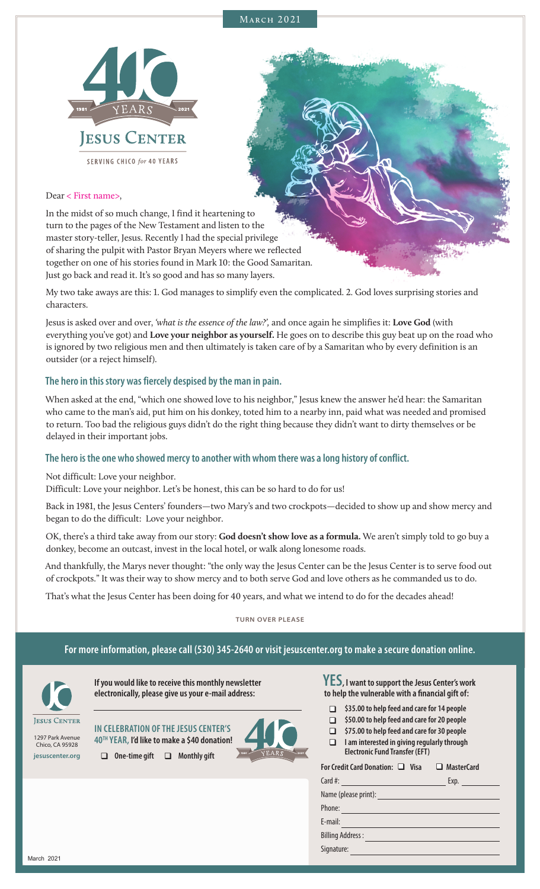March 2021

JESUS CENTER

1981 YEARS 2021

SERVING CHICO *for* 40 YEARS

Dear < First name>,

In the midst of so much change, I find it heartening to turn to the pages of the New Testament and listen to the master story-teller, Jesus. Recently I had the special privilege of sharing the pulpit with Pastor Bryan Meyers where we reflected together on one of his stories found in Mark 10: the Good Samaritan. Just go back and read it. It's so good and has so many layers.

My two take aways are this: 1. God manages to simplify even the complicated. 2. God loves surprising stories and characters.

Jesus is asked over and over, *'what is the essence of the law?',* and once again he simplifies it: **Love God** (with everything you've got) and **Love your neighbor as yourself.** He goes on to describe this guy beat up on the road who is ignored by two religious men and then ultimately is taken care of by a Samaritan who by every definition is an outsider (or a reject himself).

### The hero in this story was fiercely despised by the man in pain.

When asked at the end, "which one showed love to his neighbor," Jesus knew the answer he'd hear: the Samaritan who came to the man's aid, put him on his donkey, toted him to a nearby inn, paid what was needed and promised to return. Too bad the religious guys didn't do the right thing because they didn't want to dirty themselves or be delayed in their important jobs.

### The hero is the one who showed mercy to another with whom there was a long history of conflict.

Not difficult: Love your neighbor.
Difficult: Love your neighbor. Let's be honest, this can be so hard to do for us!

Back in 1981, the Jesus Centers' founders—two Mary's and two crockpots—decided to show up and show mercy and began to do the difficult: Love your neighbor.

OK, there's a third take away from our story: **God doesn't show love as a formula.** We aren't simply told to go buy a donkey, become an outcast, invest in the local hotel, or walk along lonesome roads.

And thankfully, the Marys never thought: "the only way the Jesus Center can be the Jesus Center is to serve food out of crockpots." It was their way to show mercy and to both serve God and love others as he commanded us to do.

That's what the Jesus Center has been doing for 40 years, and what we intend to do for the decades ahead!

TURN OVER PLEASE

**For more information, please call (530) 345-2640 or visit jesuscenter.org to make a secure donation online.**

JESUS CENTER
1297 Park Avenue
Chico, CA 95928
jesuscenter.org

**If you would like to receive this monthly newsletter electronically, please give us your e-mail address:**

______________________________

**IN CELEBRATION OF THE JESUS CENTER'S 40TH YEAR, I'd like to make a $40 donation!**

- ❑ One-time gift
- ❑ Monthly gift

**YES, I want to support the Jesus Center's work to help the vulnerable with a financial gift of:**

- ❑ $35.00 to help feed and care for 14 people
- ❑ $50.00 to help feed and care for 20 people
- ❑ $75.00 to help feed and care for 30 people
- ❑ I am interested in giving regularly through Electronic Fund Transfer (EFT)

**For Credit Card Donation:** ❑ Visa ❑ MasterCard

Card #: ______________ Exp. ________

Name (please print): ______________

Phone: ______________

E-mail: ______________

Billing Address: ______________

Signature: ______________

March 2021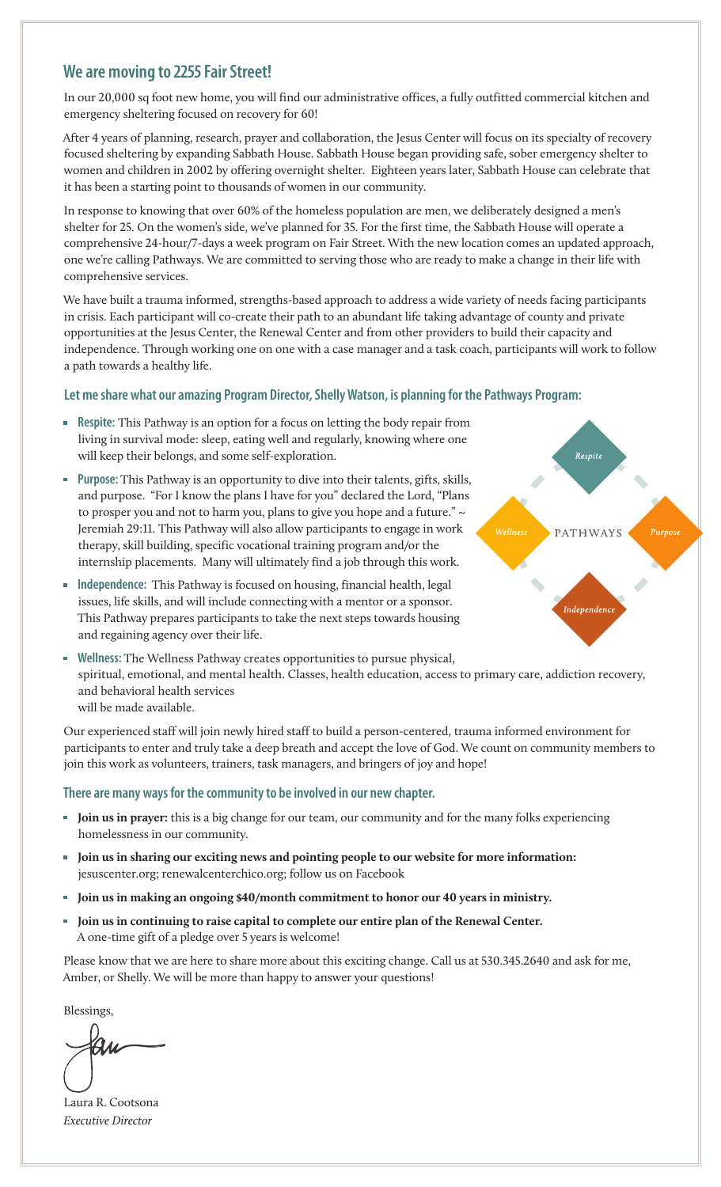## We are moving to 2255 Fair Street!

In our 20,000 sq foot new home, you will find our administrative offices, a fully outfitted commercial kitchen and emergency sheltering focused on recovery for 60!

After 4 years of planning, research, prayer and collaboration, the Jesus Center will focus on its specialty of recovery focused sheltering by expanding Sabbath House. Sabbath House began providing safe, sober emergency shelter to women and children in 2002 by offering overnight shelter. Eighteen years later, Sabbath House can celebrate that it has been a starting point to thousands of women in our community.

In response to knowing that over 60% of the homeless population are men, we deliberately designed a men's shelter for 25. On the women's side, we've planned for 35. For the first time, the Sabbath House will operate a comprehensive 24-hour/7-days a week program on Fair Street. With the new location comes an updated approach, one we're calling Pathways. We are committed to serving those who are ready to make a change in their life with comprehensive services.

We have built a trauma informed, strengths-based approach to address a wide variety of needs facing participants in crisis. Each participant will co-create their path to an abundant life taking advantage of county and private opportunities at the Jesus Center, the Renewal Center and from other providers to build their capacity and independence. Through working one on one with a case manager and a task coach, participants will work to follow a path towards a healthy life.

### Let me share what our amazing Program Director, Shelly Watson, is planning for the Pathways Program:

- **Respite:** This Pathway is an option for a focus on letting the body repair from living in survival mode: sleep, eating well and regularly, knowing where one will keep their belongings, and some self-exploration.
- **Purpose:** This Pathway is an opportunity to dive into their talents, gifts, skills, and purpose. "For I know the plans I have for you" declared the Lord, "Plans to prosper you and not to harm you, plans to give you hope and a future." ~ Jeremiah 29:11. This Pathway will also allow participants to engage in work therapy, skill building, specific vocational training program and/or the internship placements. Many will ultimately find a job through this work.
- **Independence:** This Pathway is focused on housing, financial health, legal issues, life skills, and will include connecting with a mentor or a sponsor. This Pathway prepares participants to take the next steps towards housing and regaining agency over their life.
- **Wellness:** The Wellness Pathway creates opportunities to pursue physical, spiritual, emotional, and mental health. Classes, health education, access to primary care, addiction recovery, and behavioral health services will be made available.

Respite
Wellness
PATHWAYS
Purpose
Independence

Our experienced staff will join newly hired staff to build a person-centered, trauma informed environment for participants to enter and truly take a deep breath and accept the love of God. We count on community members to join this work as volunteers, trainers, task managers, and bringers of joy and hope!

### There are many ways for the community to be involved in our new chapter.

- **Join us in prayer:** this is a big change for our team, our community and for the many folks experiencing homelessness in our community.
- **Join us in sharing our exciting news and pointing people to our website for more information:** jesuscenter.org; renewalcenterchico.org; follow us on Facebook
- **Join us in making an ongoing $40/month commitment to honor our 40 years in ministry.**
- **Join us in continuing to raise capital to complete our entire plan of the Renewal Center.** A one-time gift of a pledge over 5 years is welcome!

Please know that we are here to share more about this exciting change. Call us at 530.345.2640 and ask for me, Amber, or Shelly. We will be more than happy to answer your questions!

Blessings,

Laura R. Cootsona
*Executive Director*